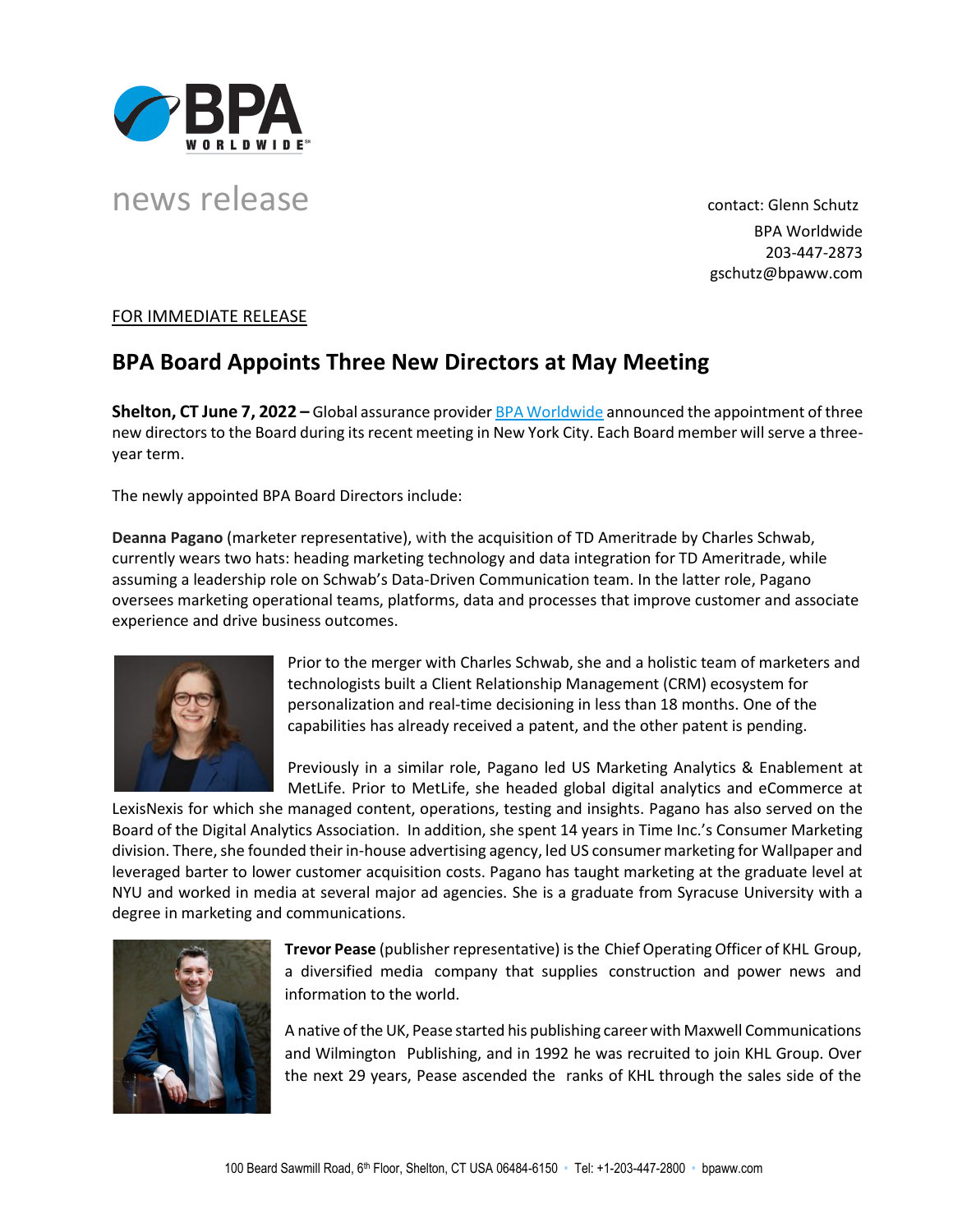news release

contact: Glenn Schutz
BPA Worldwide
203-447-2873
gschutz@bpaww.com

FOR IMMEDIATE RELEASE

# BPA Board Appoints Three New Directors at May Meeting

**Shelton, CT June 7, 2022 –** Global assurance provider BPA Worldwide announced the appointment of three new directors to the Board during its recent meeting in New York City. Each Board member will serve a three-year term.

The newly appointed BPA Board Directors include:

**Deanna Pagano** (marketer representative), with the acquisition of TD Ameritrade by Charles Schwab, currently wears two hats: heading marketing technology and data integration for TD Ameritrade, while assuming a leadership role on Schwab's Data-Driven Communication team. In the latter role, Pagano oversees marketing operational teams, platforms, data and processes that improve customer and associate experience and drive business outcomes.

Prior to the merger with Charles Schwab, she and a holistic team of marketers and technologists built a Client Relationship Management (CRM) ecosystem for personalization and real-time decisioning in less than 18 months. One of the capabilities has already received a patent, and the other patent is pending.

Previously in a similar role, Pagano led US Marketing Analytics & Enablement at MetLife. Prior to MetLife, she headed global digital analytics and eCommerce at LexisNexis for which she managed content, operations, testing and insights. Pagano has also served on the Board of the Digital Analytics Association. In addition, she spent 14 years in Time Inc.'s Consumer Marketing division. There, she founded their in-house advertising agency, led US consumer marketing for Wallpaper and leveraged barter to lower customer acquisition costs. Pagano has taught marketing at the graduate level at NYU and worked in media at several major ad agencies. She is a graduate from Syracuse University with a degree in marketing and communications.

**Trevor Pease** (publisher representative) is the Chief Operating Officer of KHL Group, a diversified media company that supplies construction and power news and information to the world.

A native of the UK, Pease started his publishing career with Maxwell Communications and Wilmington Publishing, and in 1992 he was recruited to join KHL Group. Over the next 29 years, Pease ascended the ranks of KHL through the sales side of the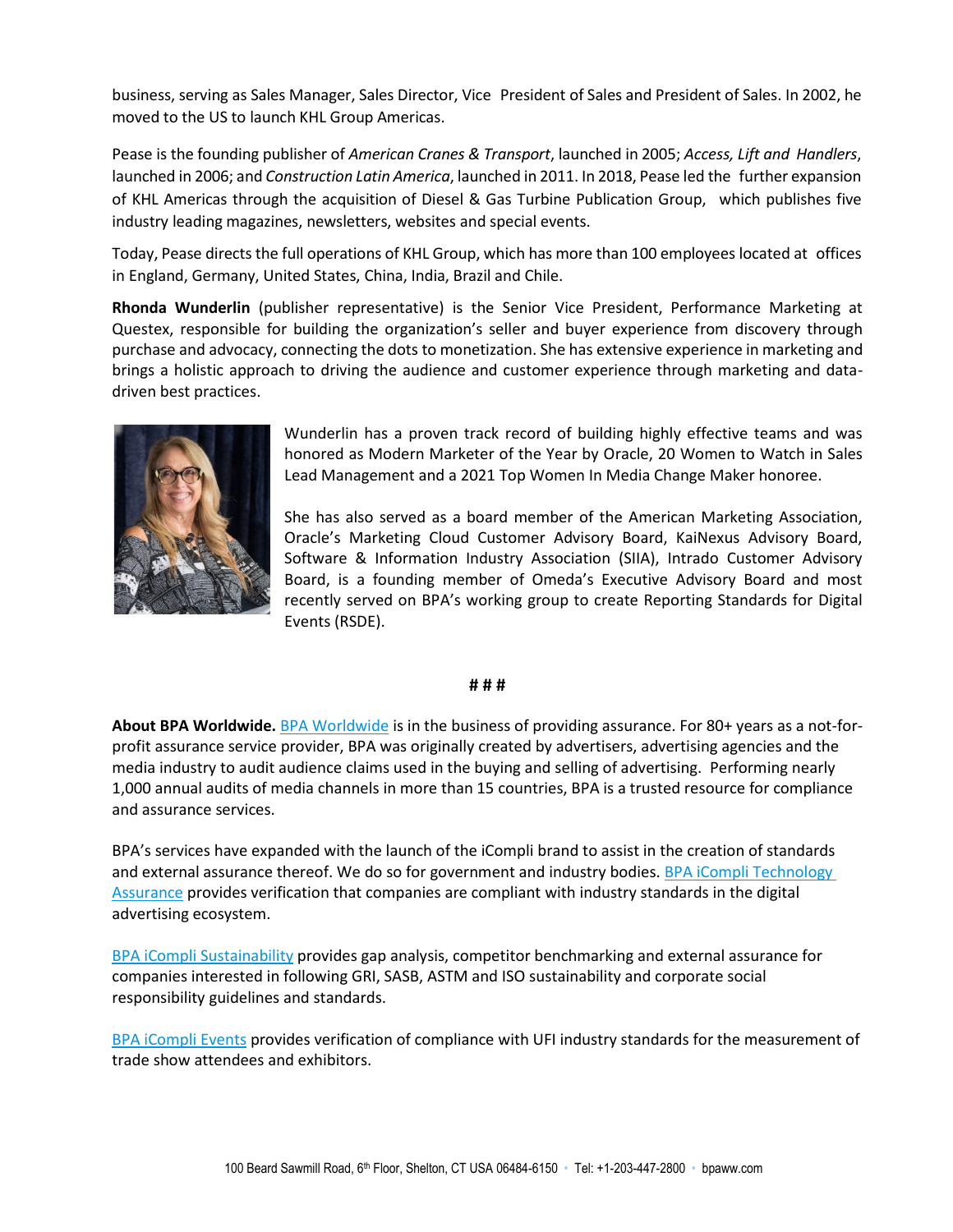business, serving as Sales Manager, Sales Director, Vice President of Sales and President of Sales. In 2002, he moved to the US to launch KHL Group Americas.

Pease is the founding publisher of *American Cranes & Transport*, launched in 2005; *Access, Lift and Handlers*, launched in 2006; and *Construction Latin America*, launched in 2011. In 2018, Pease led the further expansion of KHL Americas through the acquisition of Diesel & Gas Turbine Publication Group, which publishes five industry leading magazines, newsletters, websites and special events.

Today, Pease directs the full operations of KHL Group, which has more than 100 employees located at offices in England, Germany, United States, China, India, Brazil and Chile.

**Rhonda Wunderlin** (publisher representative) is the Senior Vice President, Performance Marketing at Questex, responsible for building the organization's seller and buyer experience from discovery through purchase and advocacy, connecting the dots to monetization. She has extensive experience in marketing and brings a holistic approach to driving the audience and customer experience through marketing and data-driven best practices.

Wunderlin has a proven track record of building highly effective teams and was honored as Modern Marketer of the Year by Oracle, 20 Women to Watch in Sales Lead Management and a 2021 Top Women In Media Change Maker honoree.

She has also served as a board member of the American Marketing Association, Oracle's Marketing Cloud Customer Advisory Board, KaiNexus Advisory Board, Software & Information Industry Association (SIIA), Intrado Customer Advisory Board, is a founding member of Omeda's Executive Advisory Board and most recently served on BPA's working group to create Reporting Standards for Digital Events (RSDE).

# # #

**About BPA Worldwide.** BPA Worldwide is in the business of providing assurance. For 80+ years as a not-for-profit assurance service provider, BPA was originally created by advertisers, advertising agencies and the media industry to audit audience claims used in the buying and selling of advertising. Performing nearly 1,000 annual audits of media channels in more than 15 countries, BPA is a trusted resource for compliance and assurance services.

BPA's services have expanded with the launch of the iCompli brand to assist in the creation of standards and external assurance thereof. We do so for government and industry bodies. BPA iCompli Technology Assurance provides verification that companies are compliant with industry standards in the digital advertising ecosystem.

BPA iCompli Sustainability provides gap analysis, competitor benchmarking and external assurance for companies interested in following GRI, SASB, ASTM and ISO sustainability and corporate social responsibility guidelines and standards.

BPA iCompli Events provides verification of compliance with UFI industry standards for the measurement of trade show attendees and exhibitors.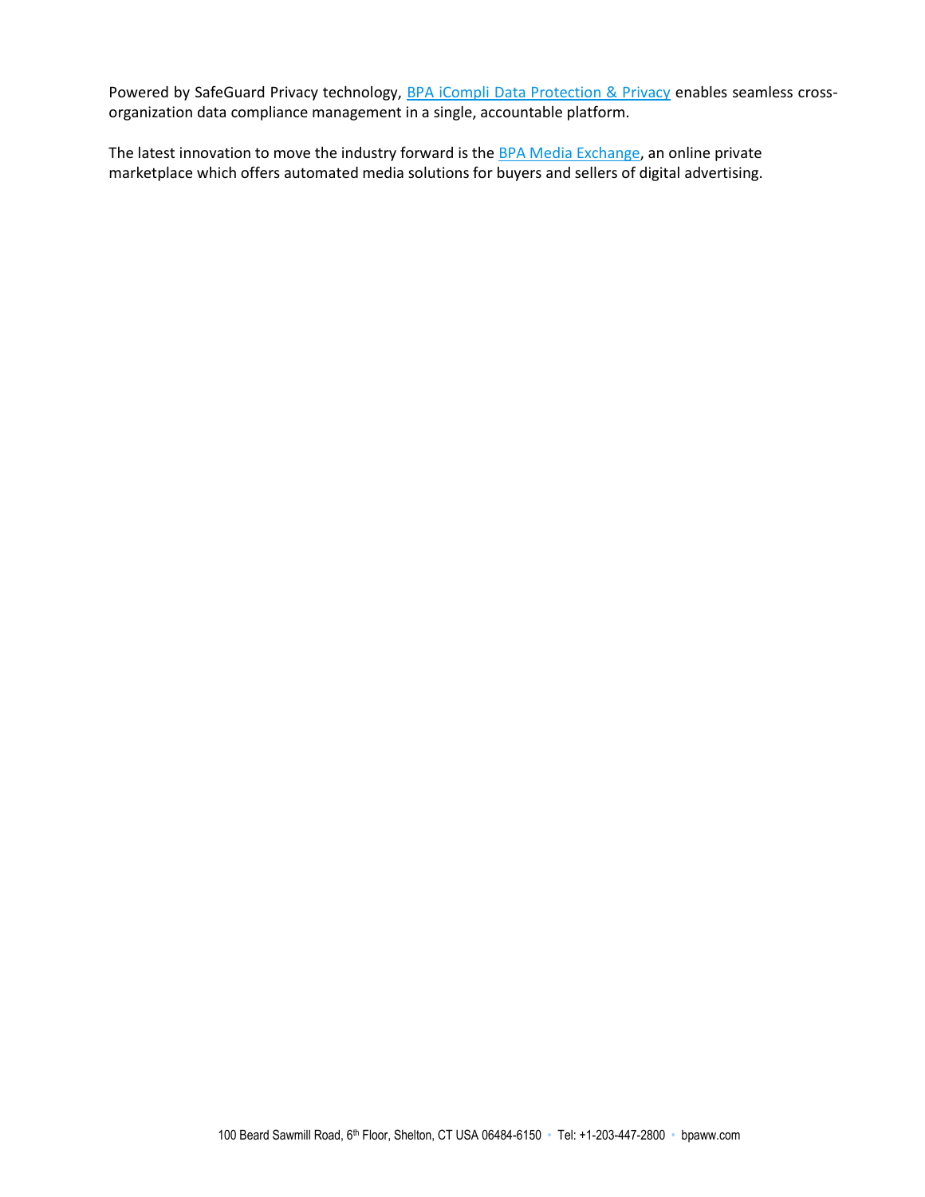Powered by SafeGuard Privacy technology, BPA iCompli Data Protection & Privacy enables seamless cross-organization data compliance management in a single, accountable platform.

The latest innovation to move the industry forward is the BPA Media Exchange, an online private marketplace which offers automated media solutions for buyers and sellers of digital advertising.